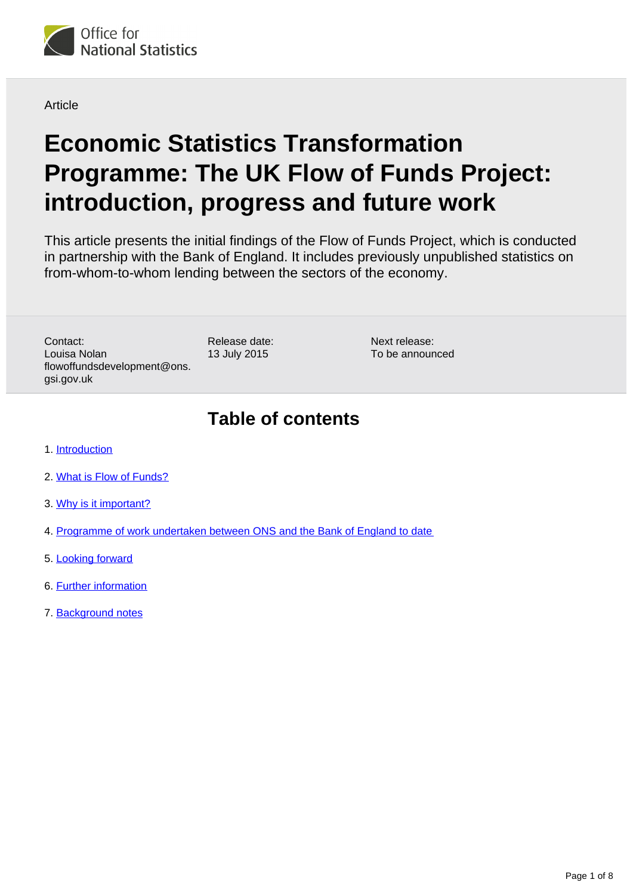Office for National Statistics

Article

# Economic Statistics Transformation Programme: The UK Flow of Funds Project: introduction, progress and future work

This article presents the initial findings of the Flow of Funds Project, which is conducted in partnership with the Bank of England. It includes previously unpublished statistics on from-whom-to-whom lending between the sectors of the economy.

Contact:
Louisa Nolan
flowoffundsdevelopment@ons.gsi.gov.uk

Release date:
13 July 2015

Next release:
To be announced

## Table of contents

1. Introduction
2. What is Flow of Funds?
3. Why is it important?
4. Programme of work undertaken between ONS and the Bank of England to date
5. Looking forward
6. Further information
7. Background notes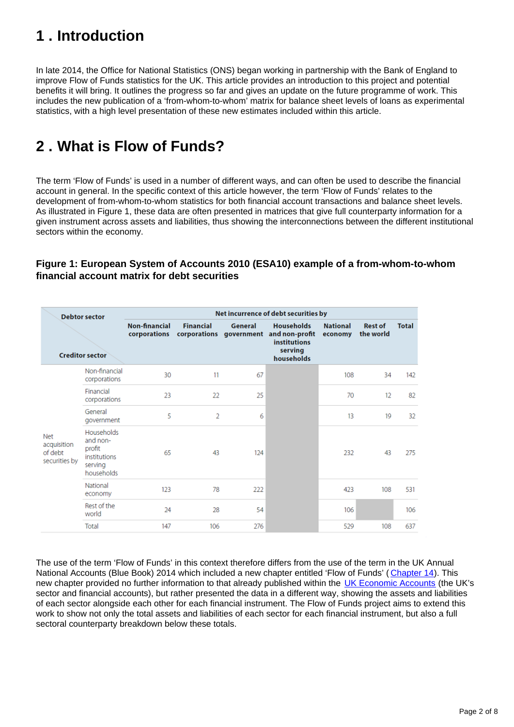# 1 . Introduction

In late 2014, the Office for National Statistics (ONS) began working in partnership with the Bank of England to improve Flow of Funds statistics for the UK. This article provides an introduction to this project and potential benefits it will bring. It outlines the progress so far and gives an update on the future programme of work. This includes the new publication of a 'from-whom-to-whom' matrix for balance sheet levels of loans as experimental statistics, with a high level presentation of these new estimates included within this article.

# 2 . What is Flow of Funds?

The term 'Flow of Funds' is used in a number of different ways, and can often be used to describe the financial account in general. In the specific context of this article however, the term 'Flow of Funds' relates to the development of from-whom-to-whom statistics for both financial account transactions and balance sheet levels. As illustrated in Figure 1, these data are often presented in matrices that give full counterparty information for a given instrument across assets and liabilities, thus showing the interconnections between the different institutional sectors within the economy.

### Figure 1: European System of Accounts 2010 (ESA10) example of a from-whom-to-whom financial account matrix for debt securities

| Debtor sector / Creditor sector | | Net incurrence of debt securities by | | | | | | |
|---|---|---|---|---|---|---|---|---|
| | | Non-financial corporations | Financial corporations | General government | Households and non-profit institutions serving households | National economy | Rest of the world | Total |
| Net acquisition of debt securities by | Non-financial corporations | 30 | 11 | 67 | | 108 | 34 | 142 |
| | Financial corporations | 23 | 22 | 25 | | 70 | 12 | 82 |
| | General government | 5 | 2 | 6 | | 13 | 19 | 32 |
| | Households and non-profit institutions serving households | 65 | 43 | 124 | | 232 | 43 | 275 |
| | National economy | 123 | 78 | 222 | | 423 | 108 | 531 |
| | Rest of the world | 24 | 28 | 54 | | 106 | | 106 |
| | Total | 147 | 106 | 276 | | 529 | 108 | 637 |

The use of the term 'Flow of Funds' in this context therefore differs from the use of the term in the UK Annual National Accounts (Blue Book) 2014 which included a new chapter entitled 'Flow of Funds' (Chapter 14). This new chapter provided no further information to that already published within the UK Economic Accounts (the UK's sector and financial accounts), but rather presented the data in a different way, showing the assets and liabilities of each sector alongside each other for each financial instrument. The Flow of Funds project aims to extend this work to show not only the total assets and liabilities of each sector for each financial instrument, but also a full sectoral counterparty breakdown below these totals.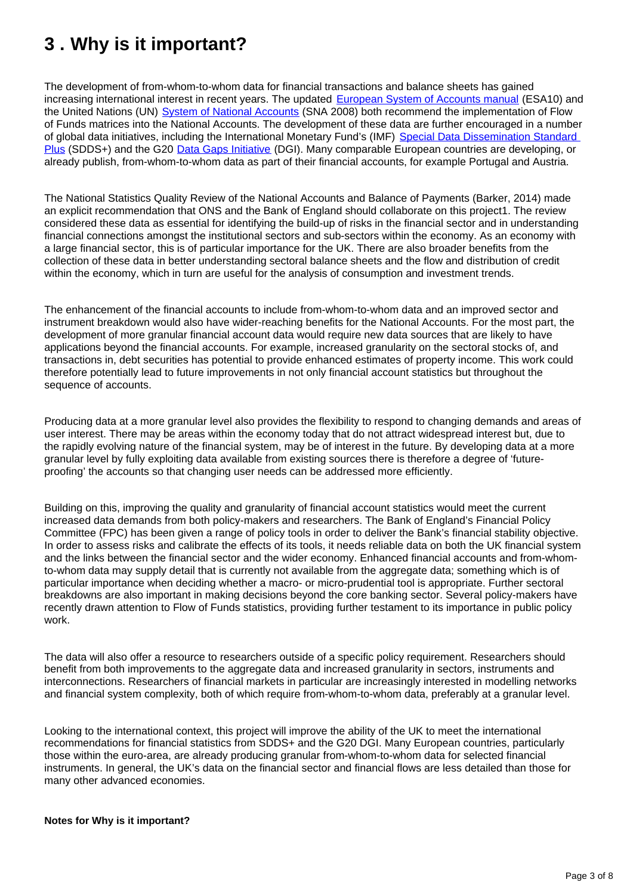## 3 . Why is it important?

The development of from-whom-to-whom data for financial transactions and balance sheets has gained increasing international interest in recent years. The updated European System of Accounts manual (ESA10) and the United Nations (UN) System of National Accounts (SNA 2008) both recommend the implementation of Flow of Funds matrices into the National Accounts. The development of these data are further encouraged in a number of global data initiatives, including the International Monetary Fund's (IMF) Special Data Dissemination Standard Plus (SDDS+) and the G20 Data Gaps Initiative (DGI). Many comparable European countries are developing, or already publish, from-whom-to-whom data as part of their financial accounts, for example Portugal and Austria.

The National Statistics Quality Review of the National Accounts and Balance of Payments (Barker, 2014) made an explicit recommendation that ONS and the Bank of England should collaborate on this project1. The review considered these data as essential for identifying the build-up of risks in the financial sector and in understanding financial connections amongst the institutional sectors and sub-sectors within the economy. As an economy with a large financial sector, this is of particular importance for the UK. There are also broader benefits from the collection of these data in better understanding sectoral balance sheets and the flow and distribution of credit within the economy, which in turn are useful for the analysis of consumption and investment trends.

The enhancement of the financial accounts to include from-whom-to-whom data and an improved sector and instrument breakdown would also have wider-reaching benefits for the National Accounts. For the most part, the development of more granular financial account data would require new data sources that are likely to have applications beyond the financial accounts. For example, increased granularity on the sectoral stocks of, and transactions in, debt securities has potential to provide enhanced estimates of property income. This work could therefore potentially lead to future improvements in not only financial account statistics but throughout the sequence of accounts.

Producing data at a more granular level also provides the flexibility to respond to changing demands and areas of user interest. There may be areas within the economy today that do not attract widespread interest but, due to the rapidly evolving nature of the financial system, may be of interest in the future. By developing data at a more granular level by fully exploiting data available from existing sources there is therefore a degree of 'future-proofing' the accounts so that changing user needs can be addressed more efficiently.

Building on this, improving the quality and granularity of financial account statistics would meet the current increased data demands from both policy-makers and researchers. The Bank of England's Financial Policy Committee (FPC) has been given a range of policy tools in order to deliver the Bank's financial stability objective. In order to assess risks and calibrate the effects of its tools, it needs reliable data on both the UK financial system and the links between the financial sector and the wider economy. Enhanced financial accounts and from-whom-to-whom data may supply detail that is currently not available from the aggregate data; something which is of particular importance when deciding whether a macro- or micro-prudential tool is appropriate. Further sectoral breakdowns are also important in making decisions beyond the core banking sector. Several policy-makers have recently drawn attention to Flow of Funds statistics, providing further testament to its importance in public policy work.

The data will also offer a resource to researchers outside of a specific policy requirement. Researchers should benefit from both improvements to the aggregate data and increased granularity in sectors, instruments and interconnections. Researchers of financial markets in particular are increasingly interested in modelling networks and financial system complexity, both of which require from-whom-to-whom data, preferably at a granular level.

Looking to the international context, this project will improve the ability of the UK to meet the international recommendations for financial statistics from SDDS+ and the G20 DGI. Many European countries, particularly those within the euro-area, are already producing granular from-whom-to-whom data for selected financial instruments. In general, the UK's data on the financial sector and financial flows are less detailed than those for many other advanced economies.

**Notes for Why is it important?**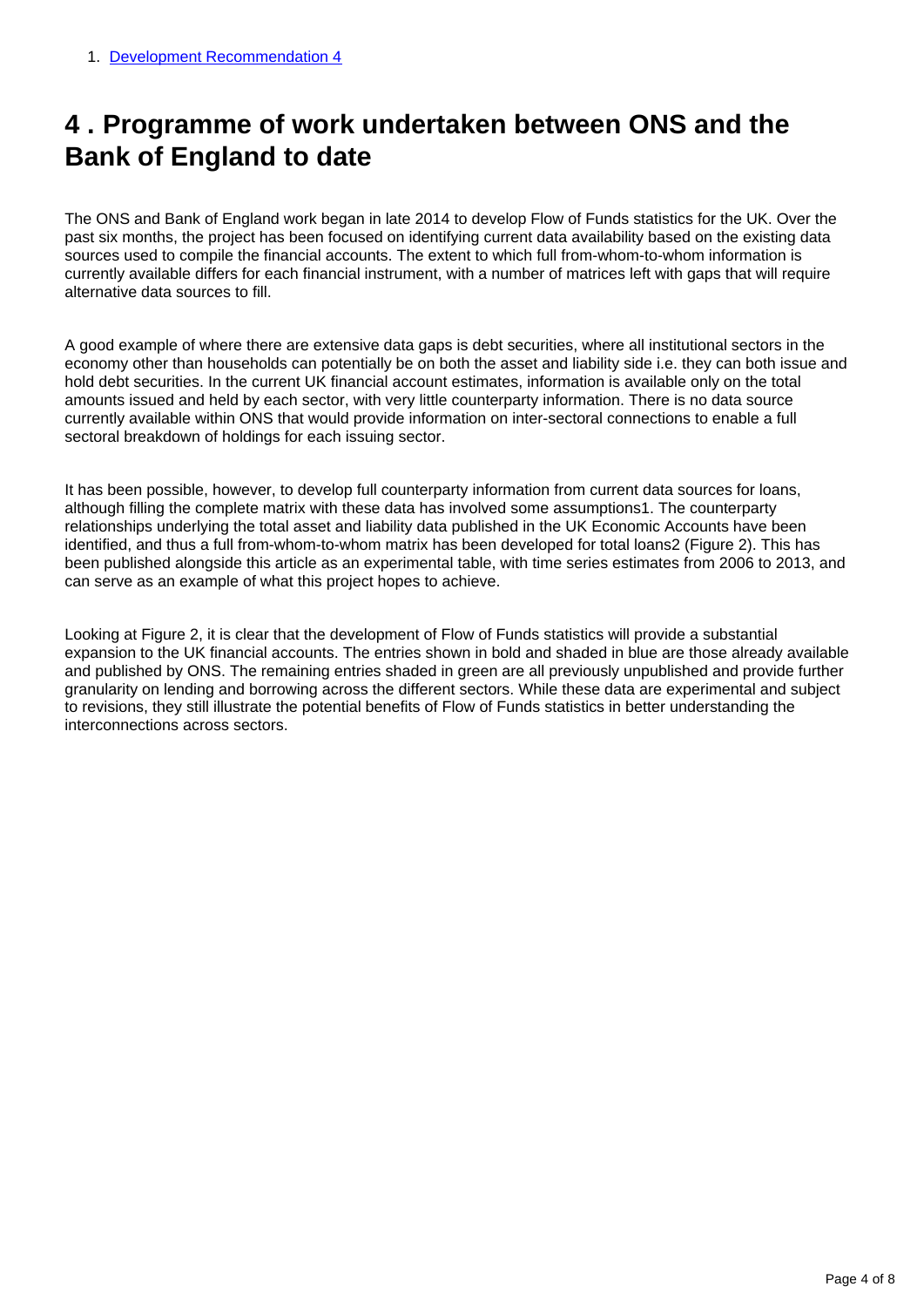1. Development Recommendation 4

## 4 . Programme of work undertaken between ONS and the Bank of England to date

The ONS and Bank of England work began in late 2014 to develop Flow of Funds statistics for the UK. Over the past six months, the project has been focused on identifying current data availability based on the existing data sources used to compile the financial accounts. The extent to which full from-whom-to-whom information is currently available differs for each financial instrument, with a number of matrices left with gaps that will require alternative data sources to fill.

A good example of where there are extensive data gaps is debt securities, where all institutional sectors in the economy other than households can potentially be on both the asset and liability side i.e. they can both issue and hold debt securities. In the current UK financial account estimates, information is available only on the total amounts issued and held by each sector, with very little counterparty information. There is no data source currently available within ONS that would provide information on inter-sectoral connections to enable a full sectoral breakdown of holdings for each issuing sector.

It has been possible, however, to develop full counterparty information from current data sources for loans, although filling the complete matrix with these data has involved some assumptions1. The counterparty relationships underlying the total asset and liability data published in the UK Economic Accounts have been identified, and thus a full from-whom-to-whom matrix has been developed for total loans2 (Figure 2). This has been published alongside this article as an experimental table, with time series estimates from 2006 to 2013, and can serve as an example of what this project hopes to achieve.

Looking at Figure 2, it is clear that the development of Flow of Funds statistics will provide a substantial expansion to the UK financial accounts. The entries shown in bold and shaded in blue are those already available and published by ONS. The remaining entries shaded in green are all previously unpublished and provide further granularity on lending and borrowing across the different sectors. While these data are experimental and subject to revisions, they still illustrate the potential benefits of Flow of Funds statistics in better understanding the interconnections across sectors.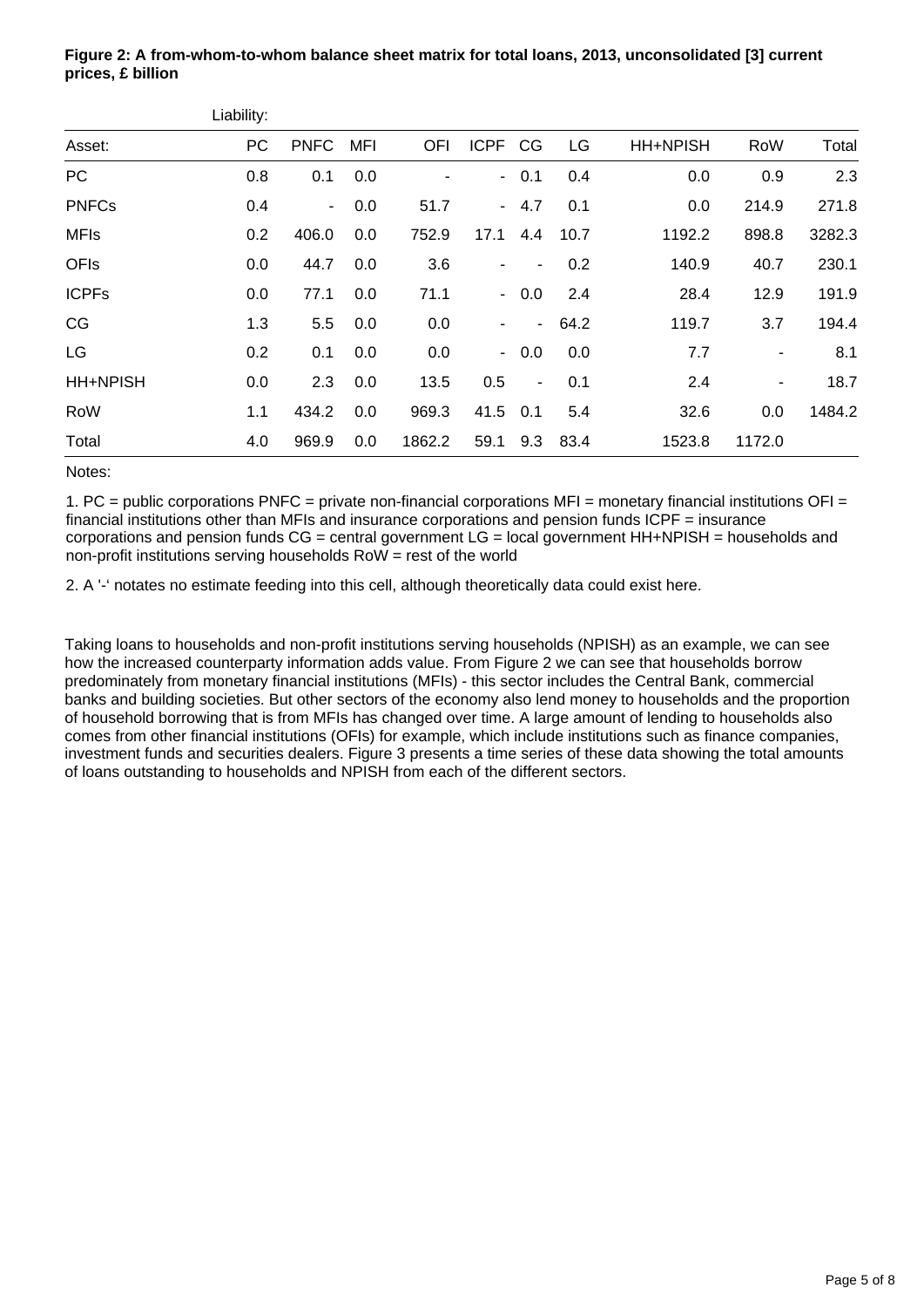**Figure 2: A from-whom-to-whom balance sheet matrix for total loans, 2013, unconsolidated [3] current prices, £ billion**

| | Liability: | | | | | | | | | |
|---|---|---|---|---|---|---|---|---|---|---|
| Asset: | PC | PNFC | MFI | OFI | ICPF | CG | LG | HH+NPISH | RoW | Total |
| PC | 0.8 | 0.1 | 0.0 | - | - | 0.1 | 0.4 | 0.0 | 0.9 | 2.3 |
| PNFCs | 0.4 | - | 0.0 | 51.7 | - | 4.7 | 0.1 | 0.0 | 214.9 | 271.8 |
| MFIs | 0.2 | 406.0 | 0.0 | 752.9 | 17.1 | 4.4 | 10.7 | 1192.2 | 898.8 | 3282.3 |
| OFIs | 0.0 | 44.7 | 0.0 | 3.6 | - | - | 0.2 | 140.9 | 40.7 | 230.1 |
| ICPFs | 0.0 | 77.1 | 0.0 | 71.1 | - | 0.0 | 2.4 | 28.4 | 12.9 | 191.9 |
| CG | 1.3 | 5.5 | 0.0 | 0.0 | - | - | 64.2 | 119.7 | 3.7 | 194.4 |
| LG | 0.2 | 0.1 | 0.0 | 0.0 | - | 0.0 | 0.0 | 7.7 | - | 8.1 |
| HH+NPISH | 0.0 | 2.3 | 0.0 | 13.5 | 0.5 | - | 0.1 | 2.4 | - | 18.7 |
| RoW | 1.1 | 434.2 | 0.0 | 969.3 | 41.5 | 0.1 | 5.4 | 32.6 | 0.0 | 1484.2 |
| Total | 4.0 | 969.9 | 0.0 | 1862.2 | 59.1 | 9.3 | 83.4 | 1523.8 | 1172.0 | |

Notes:

1. PC = public corporations PNFC = private non-financial corporations MFI = monetary financial institutions OFI = financial institutions other than MFIs and insurance corporations and pension funds ICPF = insurance corporations and pension funds CG = central government LG = local government HH+NPISH = households and non-profit institutions serving households RoW = rest of the world

2. A '-' notates no estimate feeding into this cell, although theoretically data could exist here.

Taking loans to households and non-profit institutions serving households (NPISH) as an example, we can see how the increased counterparty information adds value. From Figure 2 we can see that households borrow predominately from monetary financial institutions (MFIs) - this sector includes the Central Bank, commercial banks and building societies. But other sectors of the economy also lend money to households and the proportion of household borrowing that is from MFIs has changed over time. A large amount of lending to households also comes from other financial institutions (OFIs) for example, which include institutions such as finance companies, investment funds and securities dealers. Figure 3 presents a time series of these data showing the total amounts of loans outstanding to households and NPISH from each of the different sectors.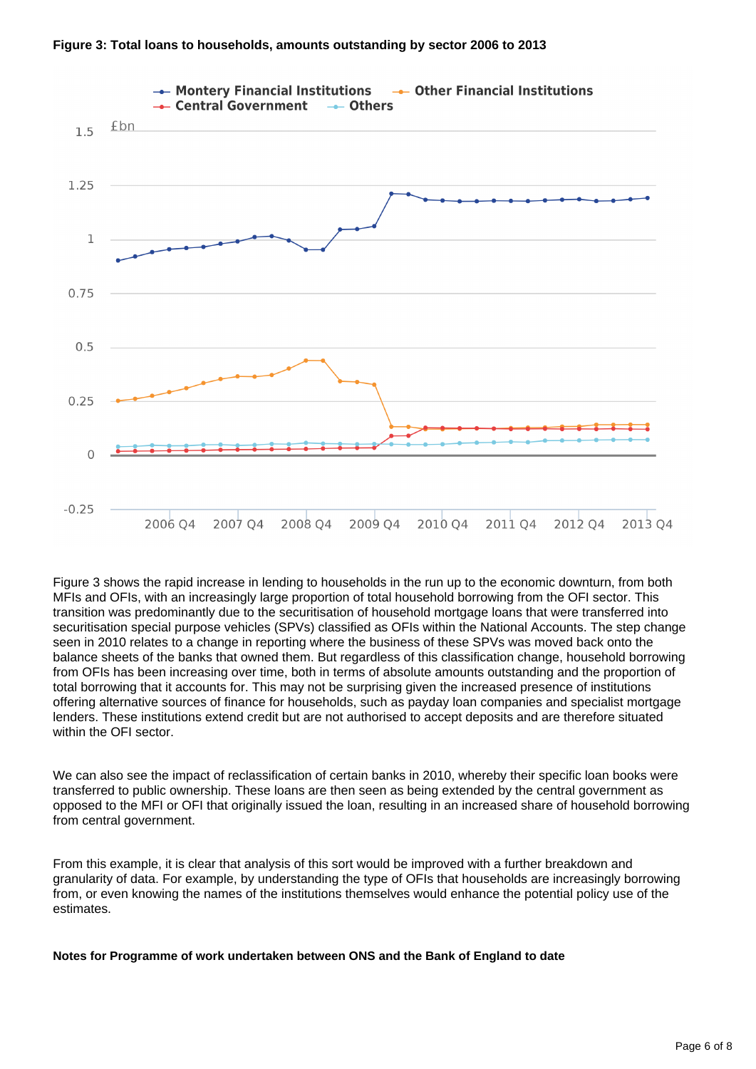**Figure 3: Total loans to households, amounts outstanding by sector 2006 to 2013**

Figure 3 shows the rapid increase in lending to households in the run up to the economic downturn, from both MFIs and OFIs, with an increasingly large proportion of total household borrowing from the OFI sector. This transition was predominantly due to the securitisation of household mortgage loans that were transferred into securitisation special purpose vehicles (SPVs) classified as OFIs within the National Accounts. The step change seen in 2010 relates to a change in reporting where the business of these SPVs was moved back onto the balance sheets of the banks that owned them. But regardless of this classification change, household borrowing from OFIs has been increasing over time, both in terms of absolute amounts outstanding and the proportion of total borrowing that it accounts for. This may not be surprising given the increased presence of institutions offering alternative sources of finance for households, such as payday loan companies and specialist mortgage lenders. These institutions extend credit but are not authorised to accept deposits and are therefore situated within the OFI sector.

We can also see the impact of reclassification of certain banks in 2010, whereby their specific loan books were transferred to public ownership. These loans are then seen as being extended by the central government as opposed to the MFI or OFI that originally issued the loan, resulting in an increased share of household borrowing from central government.

From this example, it is clear that analysis of this sort would be improved with a further breakdown and granularity of data. For example, by understanding the type of OFIs that households are increasingly borrowing from, or even knowing the names of the institutions themselves would enhance the potential policy use of the estimates.

**Notes for Programme of work undertaken between ONS and the Bank of England to date**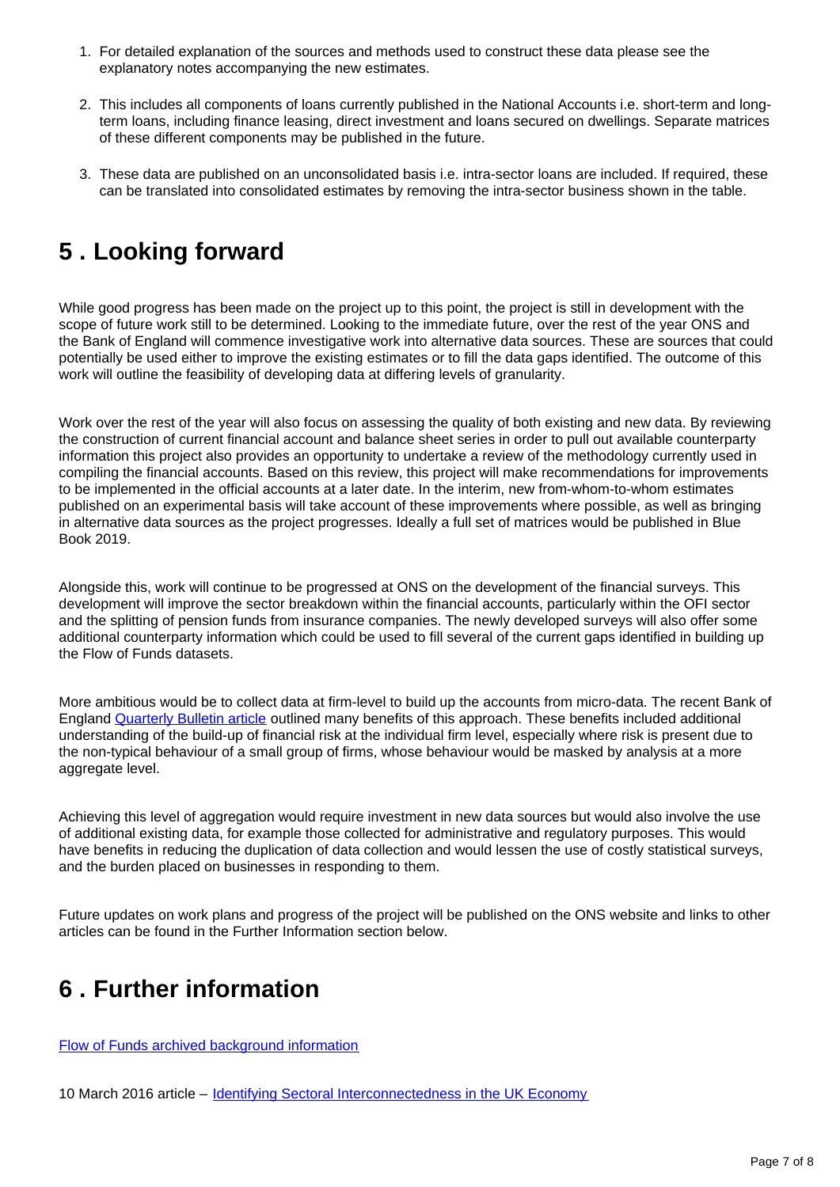1. For detailed explanation of the sources and methods used to construct these data please see the explanatory notes accompanying the new estimates.

2. This includes all components of loans currently published in the National Accounts i.e. short-term and long-term loans, including finance leasing, direct investment and loans secured on dwellings. Separate matrices of these different components may be published in the future.

3. These data are published on an unconsolidated basis i.e. intra-sector loans are included. If required, these can be translated into consolidated estimates by removing the intra-sector business shown in the table.

## 5 . Looking forward

While good progress has been made on the project up to this point, the project is still in development with the scope of future work still to be determined. Looking to the immediate future, over the rest of the year ONS and the Bank of England will commence investigative work into alternative data sources. These are sources that could potentially be used either to improve the existing estimates or to fill the data gaps identified. The outcome of this work will outline the feasibility of developing data at differing levels of granularity.

Work over the rest of the year will also focus on assessing the quality of both existing and new data. By reviewing the construction of current financial account and balance sheet series in order to pull out available counterparty information this project also provides an opportunity to undertake a review of the methodology currently used in compiling the financial accounts. Based on this review, this project will make recommendations for improvements to be implemented in the official accounts at a later date. In the interim, new from-whom-to-whom estimates published on an experimental basis will take account of these improvements where possible, as well as bringing in alternative data sources as the project progresses. Ideally a full set of matrices would be published in Blue Book 2019.

Alongside this, work will continue to be progressed at ONS on the development of the financial surveys. This development will improve the sector breakdown within the financial accounts, particularly within the OFI sector and the splitting of pension funds from insurance companies. The newly developed surveys will also offer some additional counterparty information which could be used to fill several of the current gaps identified in building up the Flow of Funds datasets.

More ambitious would be to collect data at firm-level to build up the accounts from micro-data. The recent Bank of England [Quarterly Bulletin article](#) outlined many benefits of this approach. These benefits included additional understanding of the build-up of financial risk at the individual firm level, especially where risk is present due to the non-typical behaviour of a small group of firms, whose behaviour would be masked by analysis at a more aggregate level.

Achieving this level of aggregation would require investment in new data sources but would also involve the use of additional existing data, for example those collected for administrative and regulatory purposes. This would have benefits in reducing the duplication of data collection and would lessen the use of costly statistical surveys, and the burden placed on businesses in responding to them.

Future updates on work plans and progress of the project will be published on the ONS website and links to other articles can be found in the Further Information section below.

## 6 . Further information

[Flow of Funds archived background information](#)

10 March 2016 article – [Identifying Sectoral Interconnectedness in the UK Economy](#)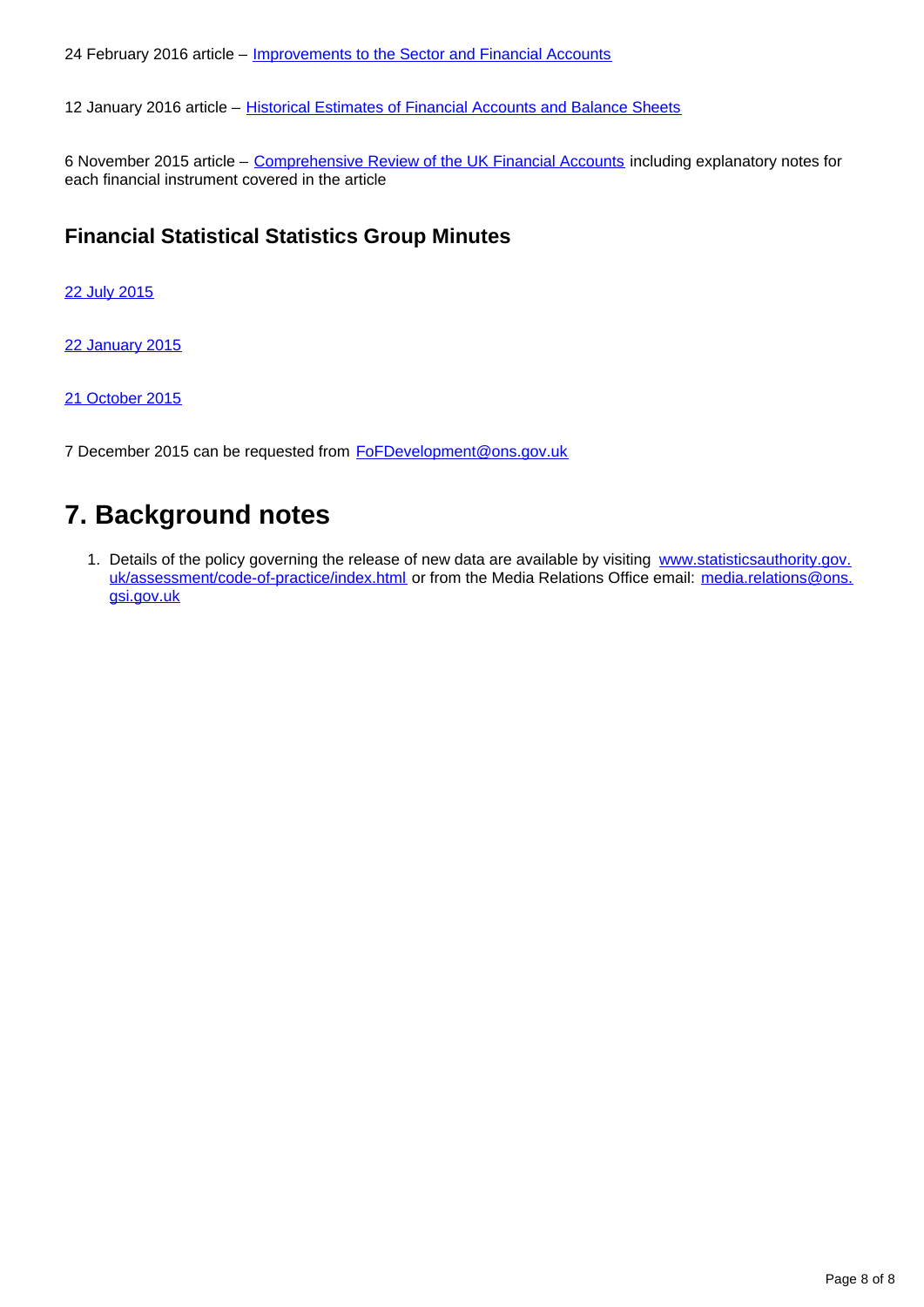24 February 2016 article – [Improvements to the Sector and Financial Accounts]

12 January 2016 article – [Historical Estimates of Financial Accounts and Balance Sheets]

6 November 2015 article – [Comprehensive Review of the UK Financial Accounts] including explanatory notes for each financial instrument covered in the article

### Financial Statistical Statistics Group Minutes

22 July 2015

22 January 2015

21 October 2015

7 December 2015 can be requested from FoFDevelopment@ons.gov.uk

## 7. Background notes

1. Details of the policy governing the release of new data are available by visiting www.statisticsauthority.gov.uk/assessment/code-of-practice/index.html or from the Media Relations Office email: media.relations@ons.gsi.gov.uk